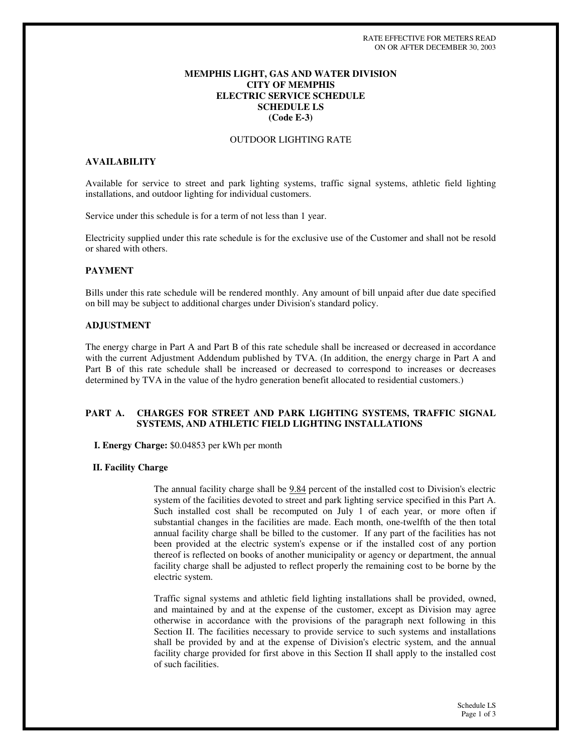RATE EFFECTIVE FOR METERS READ
ON OR AFTER DECEMBER 30, 2003

# MEMPHIS LIGHT, GAS AND WATER DIVISION
# CITY OF MEMPHIS
# ELECTRIC SERVICE SCHEDULE
# SCHEDULE LS
# (Code E-3)

OUTDOOR LIGHTING RATE

## AVAILABILITY

Available for service to street and park lighting systems, traffic signal systems, athletic field lighting installations, and outdoor lighting for individual customers.

Service under this schedule is for a term of not less than 1 year.

Electricity supplied under this rate schedule is for the exclusive use of the Customer and shall not be resold or shared with others.

## PAYMENT

Bills under this rate schedule will be rendered monthly. Any amount of bill unpaid after due date specified on bill may be subject to additional charges under Division's standard policy.

## ADJUSTMENT

The energy charge in Part A and Part B of this rate schedule shall be increased or decreased in accordance with the current Adjustment Addendum published by TVA. (In addition, the energy charge in Part A and Part B of this rate schedule shall be increased or decreased to correspond to increases or decreases determined by TVA in the value of the hydro generation benefit allocated to residential customers.)

## PART A. CHARGES FOR STREET AND PARK LIGHTING SYSTEMS, TRAFFIC SIGNAL SYSTEMS, AND ATHLETIC FIELD LIGHTING INSTALLATIONS

**I. Energy Charge:** $0.04853 per kWh per month

**II. Facility Charge**

The annual facility charge shall be 9.84 percent of the installed cost to Division's electric system of the facilities devoted to street and park lighting service specified in this Part A. Such installed cost shall be recomputed on July 1 of each year, or more often if substantial changes in the facilities are made. Each month, one-twelfth of the then total annual facility charge shall be billed to the customer. If any part of the facilities has not been provided at the electric system's expense or if the installed cost of any portion thereof is reflected on books of another municipality or agency or department, the annual facility charge shall be adjusted to reflect properly the remaining cost to be borne by the electric system.

Traffic signal systems and athletic field lighting installations shall be provided, owned, and maintained by and at the expense of the customer, except as Division may agree otherwise in accordance with the provisions of the paragraph next following in this Section II. The facilities necessary to provide service to such systems and installations shall be provided by and at the expense of Division's electric system, and the annual facility charge provided for first above in this Section II shall apply to the installed cost of such facilities.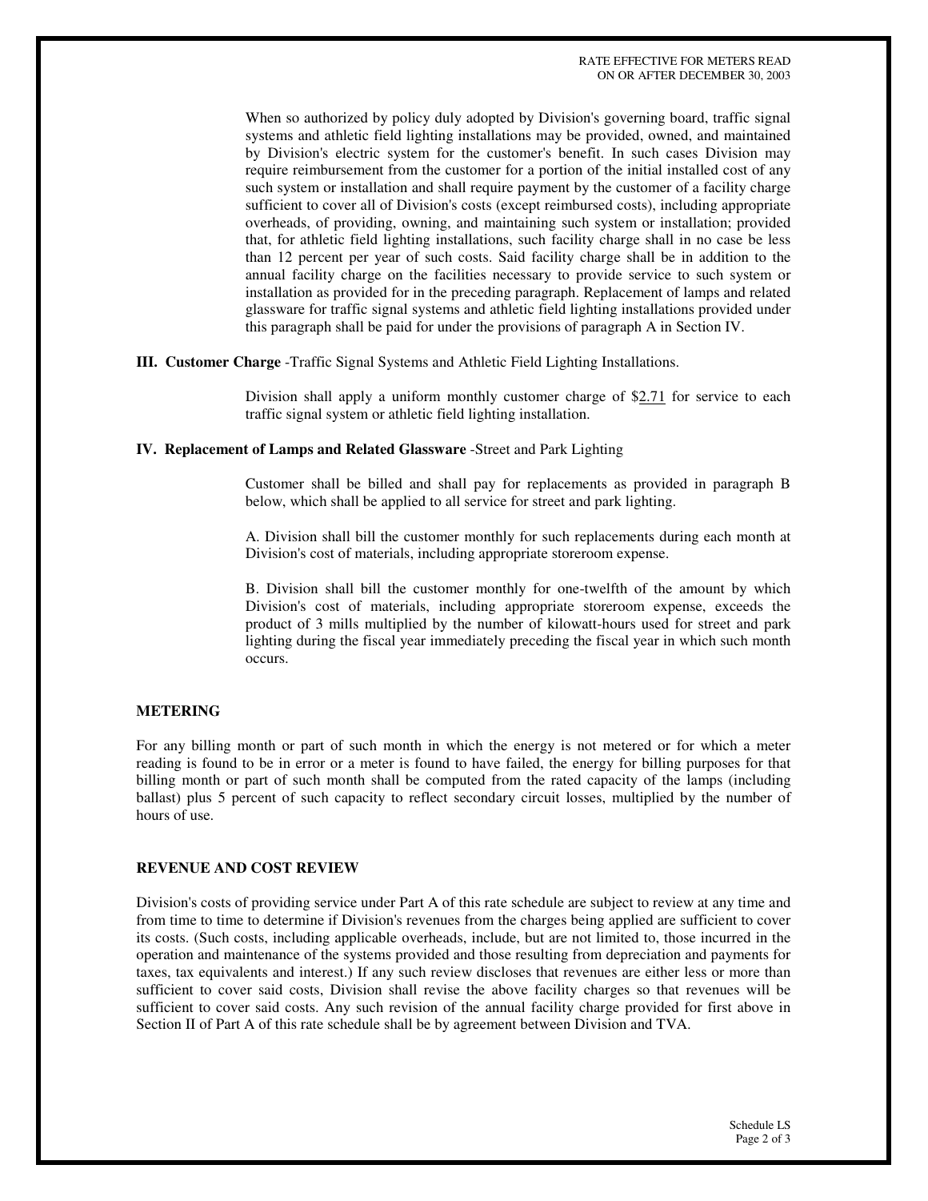When so authorized by policy duly adopted by Division's governing board, traffic signal systems and athletic field lighting installations may be provided, owned, and maintained by Division's electric system for the customer's benefit. In such cases Division may require reimbursement from the customer for a portion of the initial installed cost of any such system or installation and shall require payment by the customer of a facility charge sufficient to cover all of Division's costs (except reimbursed costs), including appropriate overheads, of providing, owning, and maintaining such system or installation; provided that, for athletic field lighting installations, such facility charge shall in no case be less than 12 percent per year of such costs. Said facility charge shall be in addition to the annual facility charge on the facilities necessary to provide service to such system or installation as provided for in the preceding paragraph. Replacement of lamps and related glassware for traffic signal systems and athletic field lighting installations provided under this paragraph shall be paid for under the provisions of paragraph A in Section IV.

**III. Customer Charge** -Traffic Signal Systems and Athletic Field Lighting Installations.

Division shall apply a uniform monthly customer charge of $2.71 for service to each traffic signal system or athletic field lighting installation.

**IV. Replacement of Lamps and Related Glassware** -Street and Park Lighting

Customer shall be billed and shall pay for replacements as provided in paragraph B below, which shall be applied to all service for street and park lighting.

A. Division shall bill the customer monthly for such replacements during each month at Division's cost of materials, including appropriate storeroom expense.

B. Division shall bill the customer monthly for one-twelfth of the amount by which Division's cost of materials, including appropriate storeroom expense, exceeds the product of 3 mills multiplied by the number of kilowatt-hours used for street and park lighting during the fiscal year immediately preceding the fiscal year in which such month occurs.

**METERING**

For any billing month or part of such month in which the energy is not metered or for which a meter reading is found to be in error or a meter is found to have failed, the energy for billing purposes for that billing month or part of such month shall be computed from the rated capacity of the lamps (including ballast) plus 5 percent of such capacity to reflect secondary circuit losses, multiplied by the number of hours of use.

**REVENUE AND COST REVIEW**

Division's costs of providing service under Part A of this rate schedule are subject to review at any time and from time to time to determine if Division's revenues from the charges being applied are sufficient to cover its costs. (Such costs, including applicable overheads, include, but are not limited to, those incurred in the operation and maintenance of the systems provided and those resulting from depreciation and payments for taxes, tax equivalents and interest.) If any such review discloses that revenues are either less or more than sufficient to cover said costs, Division shall revise the above facility charges so that revenues will be sufficient to cover said costs. Any such revision of the annual facility charge provided for first above in Section II of Part A of this rate schedule shall be by agreement between Division and TVA.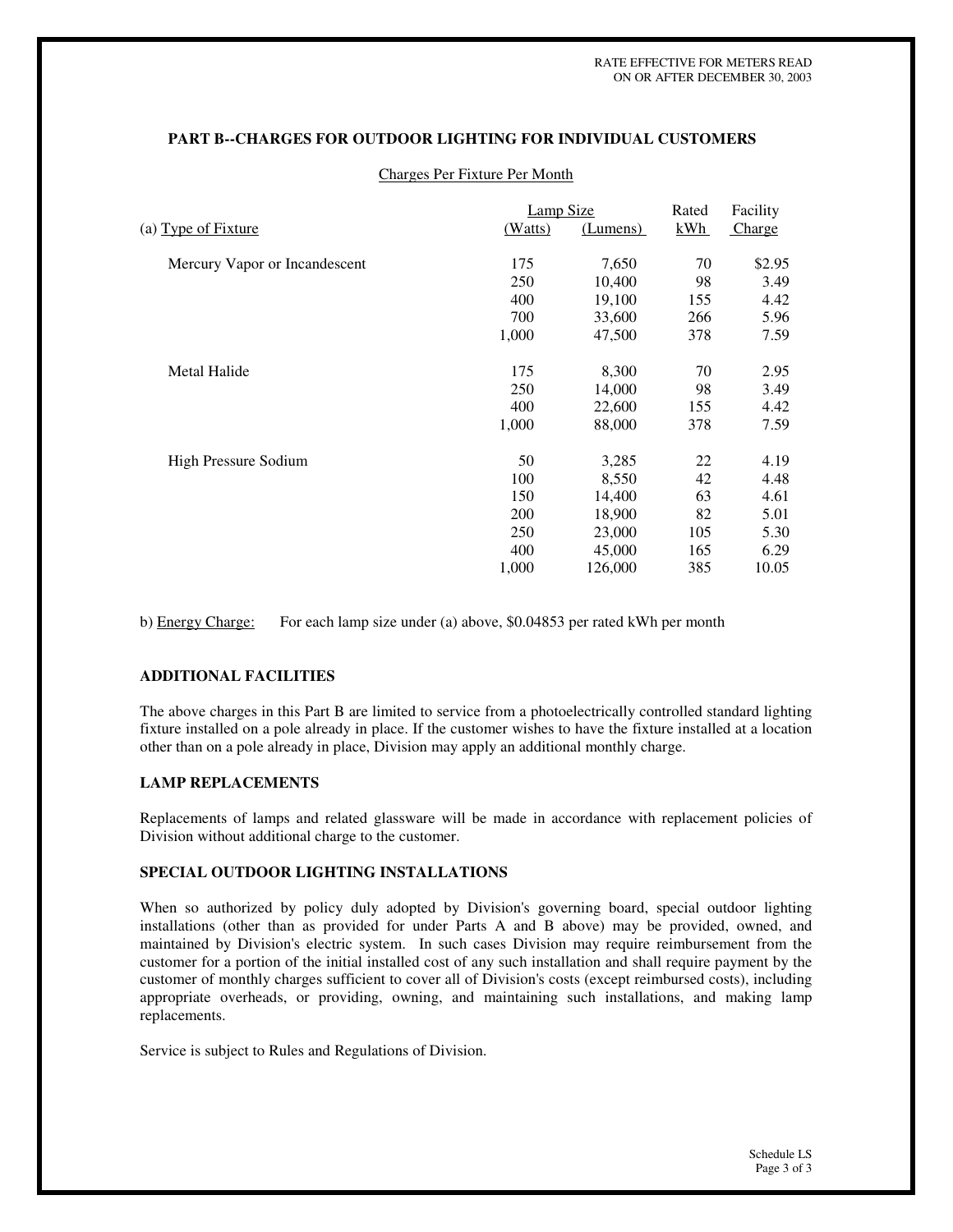RATE EFFECTIVE FOR METERS READ ON OR AFTER DECEMBER 30, 2003

## PART B--CHARGES FOR OUTDOOR LIGHTING FOR INDIVIDUAL CUSTOMERS

Charges Per Fixture Per Month

| (a) Type of Fixture | Lamp Size (Watts) | Lamp Size (Lumens) | Rated kWh | Facility Charge |
|---|---|---|---|---|
| Mercury Vapor or Incandescent | 175 | 7,650 | 70 | $2.95 |
| | 250 | 10,400 | 98 | 3.49 |
| | 400 | 19,100 | 155 | 4.42 |
| | 700 | 33,600 | 266 | 5.96 |
| | 1,000 | 47,500 | 378 | 7.59 |
| Metal Halide | 175 | 8,300 | 70 | 2.95 |
| | 250 | 14,000 | 98 | 3.49 |
| | 400 | 22,600 | 155 | 4.42 |
| | 1,000 | 88,000 | 378 | 7.59 |
| High Pressure Sodium | 50 | 3,285 | 22 | 4.19 |
| | 100 | 8,550 | 42 | 4.48 |
| | 150 | 14,400 | 63 | 4.61 |
| | 200 | 18,900 | 82 | 5.01 |
| | 250 | 23,000 | 105 | 5.30 |
| | 400 | 45,000 | 165 | 6.29 |
| | 1,000 | 126,000 | 385 | 10.05 |

b) Energy Charge: For each lamp size under (a) above, $0.04853 per rated kWh per month

### ADDITIONAL FACILITIES

The above charges in this Part B are limited to service from a photoelectrically controlled standard lighting fixture installed on a pole already in place. If the customer wishes to have the fixture installed at a location other than on a pole already in place, Division may apply an additional monthly charge.

### LAMP REPLACEMENTS

Replacements of lamps and related glassware will be made in accordance with replacement policies of Division without additional charge to the customer.

### SPECIAL OUTDOOR LIGHTING INSTALLATIONS

When so authorized by policy duly adopted by Division's governing board, special outdoor lighting installations (other than as provided for under Parts A and B above) may be provided, owned, and maintained by Division's electric system. In such cases Division may require reimbursement from the customer for a portion of the initial installed cost of any such installation and shall require payment by the customer of monthly charges sufficient to cover all of Division's costs (except reimbursed costs), including appropriate overheads, or providing, owning, and maintaining such installations, and making lamp replacements.

Service is subject to Rules and Regulations of Division.

Schedule LS